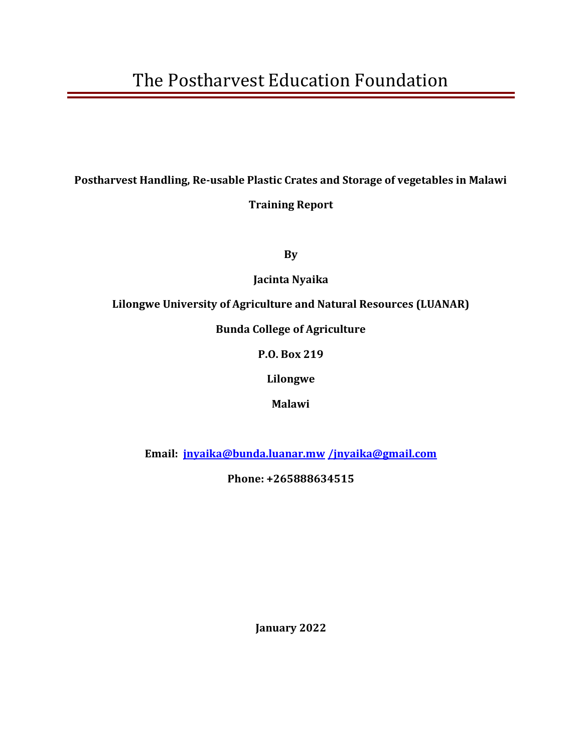# The Postharvest Education Foundation

**Postharvest Handling, Re-usable Plastic Crates and Storage of vegetables in Malawi**

**Training Report**

**By**

**Jacinta Nyaika**

**Lilongwe University of Agriculture and Natural Resources (LUANAR)**

**Bunda College of Agriculture**

**P.O. Box 219**

**Lilongwe**

**Malawi**

**Email: jnyaika@bunda.luanar.mw /jnyaika@gmail.com**

**Phone: +265888634515**

**January 2022**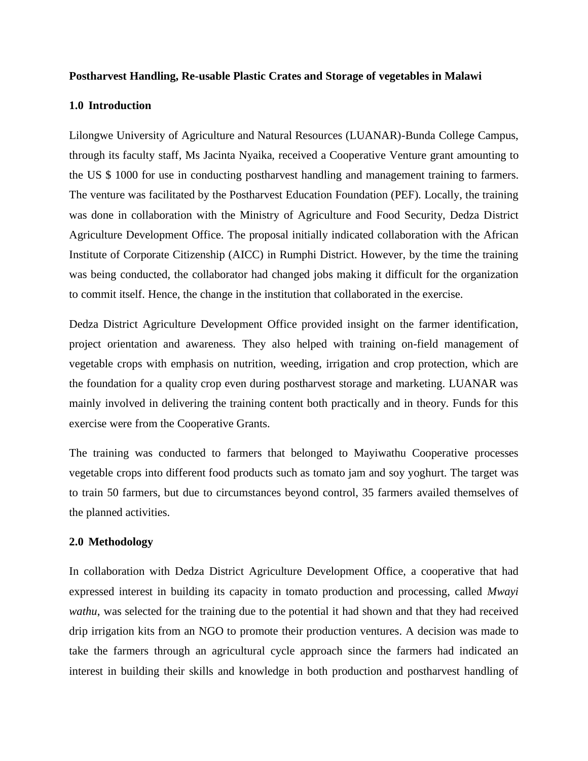**Postharvest Handling, Re-usable Plastic Crates and Storage of vegetables in Malawi**

## 1.0 Introduction

Lilongwe University of Agriculture and Natural Resources (LUANAR)-Bunda College Campus, through its faculty staff, Ms Jacinta Nyaika, received a Cooperative Venture grant amounting to the US $ 1000 for use in conducting postharvest handling and management training to farmers. The venture was facilitated by the Postharvest Education Foundation (PEF). Locally, the training was done in collaboration with the Ministry of Agriculture and Food Security, Dedza District Agriculture Development Office. The proposal initially indicated collaboration with the African Institute of Corporate Citizenship (AICC) in Rumphi District. However, by the time the training was being conducted, the collaborator had changed jobs making it difficult for the organization to commit itself. Hence, the change in the institution that collaborated in the exercise.

Dedza District Agriculture Development Office provided insight on the farmer identification, project orientation and awareness. They also helped with training on-field management of vegetable crops with emphasis on nutrition, weeding, irrigation and crop protection, which are the foundation for a quality crop even during postharvest storage and marketing. LUANAR was mainly involved in delivering the training content both practically and in theory. Funds for this exercise were from the Cooperative Grants.

The training was conducted to farmers that belonged to Mayiwathu Cooperative processes vegetable crops into different food products such as tomato jam and soy yoghurt. The target was to train 50 farmers, but due to circumstances beyond control, 35 farmers availed themselves of the planned activities.

## 2.0 Methodology

In collaboration with Dedza District Agriculture Development Office, a cooperative that had expressed interest in building its capacity in tomato production and processing, called *Mwayi wathu*, was selected for the training due to the potential it had shown and that they had received drip irrigation kits from an NGO to promote their production ventures. A decision was made to take the farmers through an agricultural cycle approach since the farmers had indicated an interest in building their skills and knowledge in both production and postharvest handling of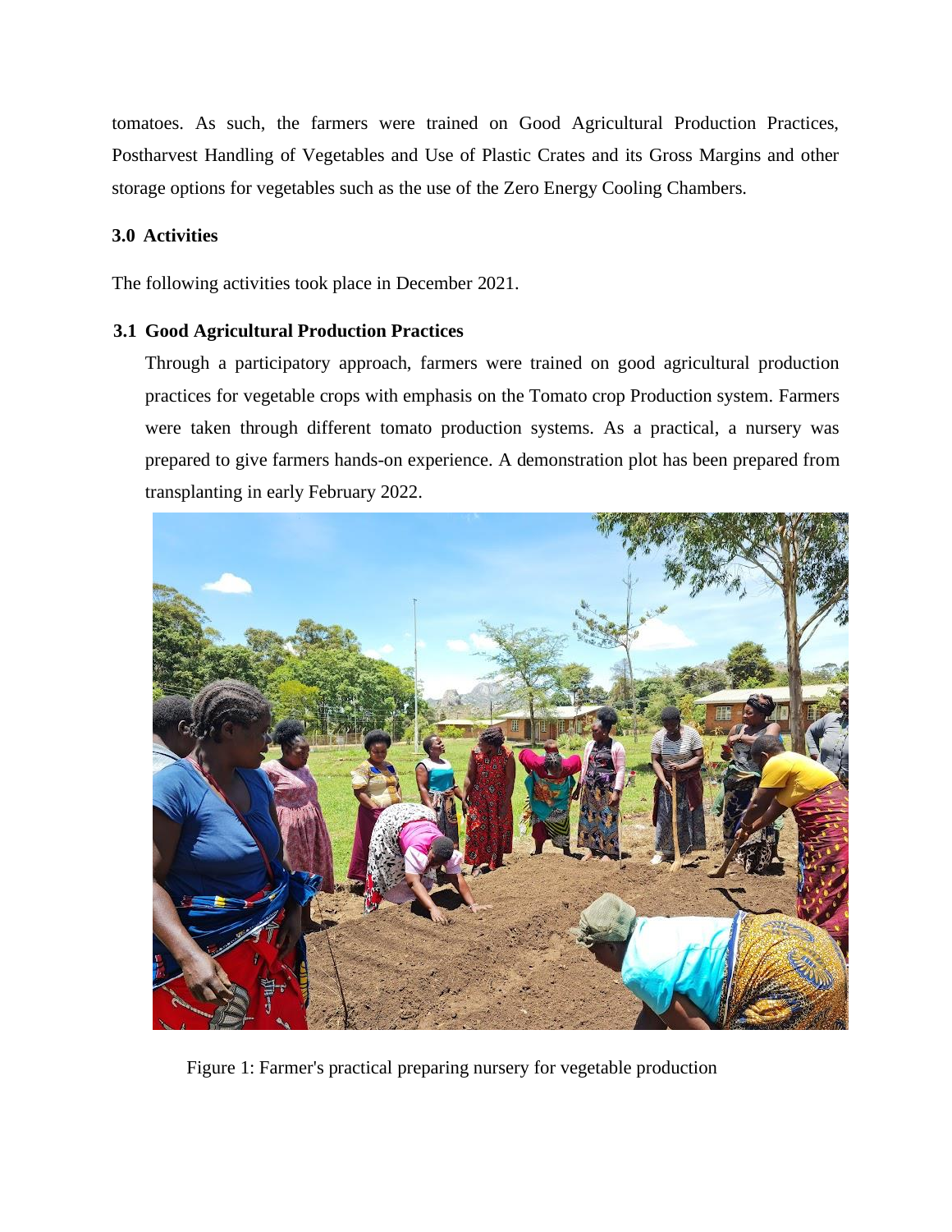tomatoes. As such, the farmers were trained on Good Agricultural Production Practices, Postharvest Handling of Vegetables and Use of Plastic Crates and its Gross Margins and other storage options for vegetables such as the use of the Zero Energy Cooling Chambers.

## 3.0 Activities

The following activities took place in December 2021.

### 3.1 Good Agricultural Production Practices

Through a participatory approach, farmers were trained on good agricultural production practices for vegetable crops with emphasis on the Tomato crop Production system. Farmers were taken through different tomato production systems. As a practical, a nursery was prepared to give farmers hands-on experience. A demonstration plot has been prepared from transplanting in early February 2022.

Figure 1: Farmer's practical preparing nursery for vegetable production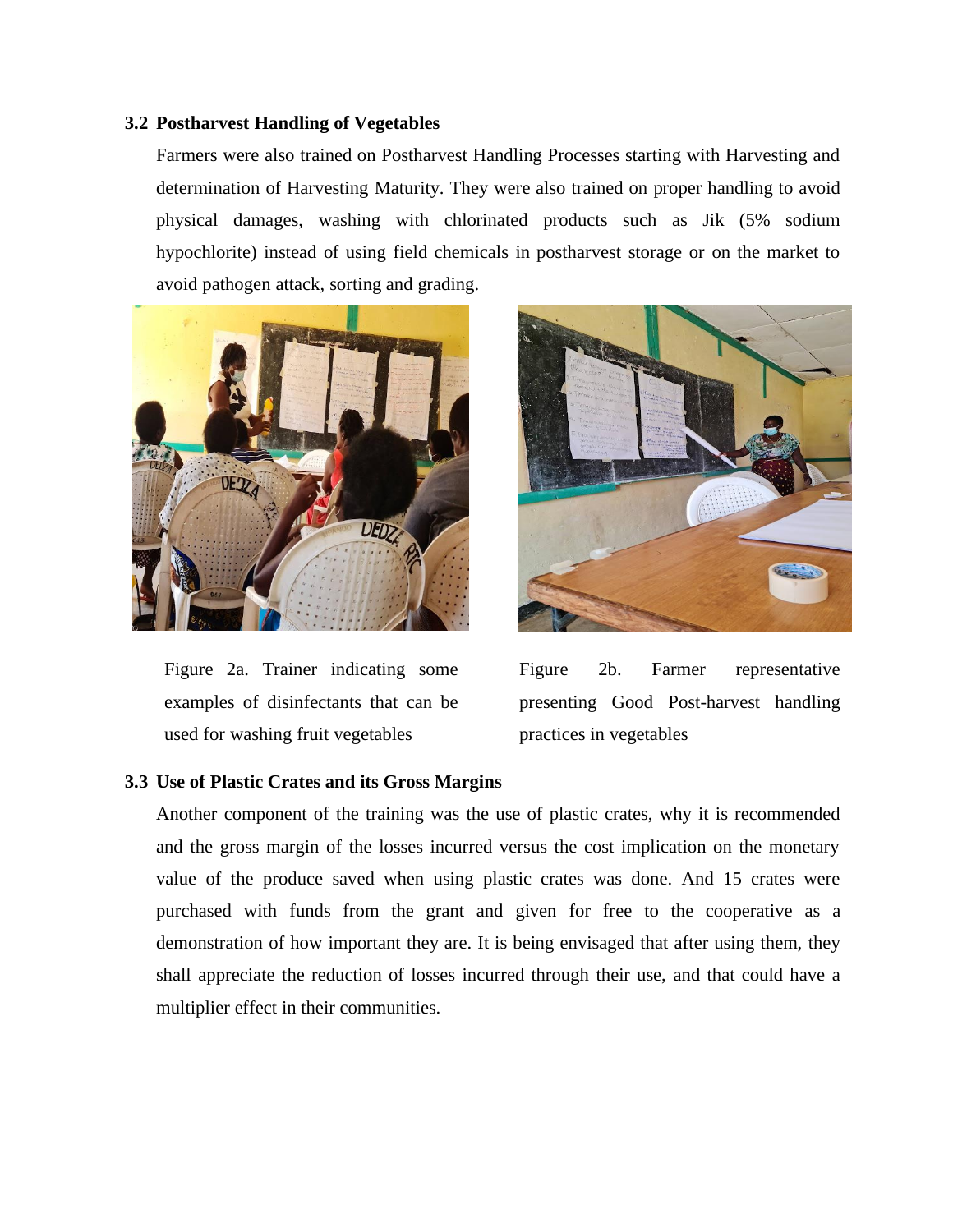### 3.2 Postharvest Handling of Vegetables

Farmers were also trained on Postharvest Handling Processes starting with Harvesting and determination of Harvesting Maturity. They were also trained on proper handling to avoid physical damages, washing with chlorinated products such as Jik (5% sodium hypochlorite) instead of using field chemicals in postharvest storage or on the market to avoid pathogen attack, sorting and grading.

Figure 2a. Trainer indicating some examples of disinfectants that can be used for washing fruit vegetables

Figure 2b. Farmer representative presenting Good Post-harvest handling practices in vegetables

### 3.3 Use of Plastic Crates and its Gross Margins

Another component of the training was the use of plastic crates, why it is recommended and the gross margin of the losses incurred versus the cost implication on the monetary value of the produce saved when using plastic crates was done. And 15 crates were purchased with funds from the grant and given for free to the cooperative as a demonstration of how important they are. It is being envisaged that after using them, they shall appreciate the reduction of losses incurred through their use, and that could have a multiplier effect in their communities.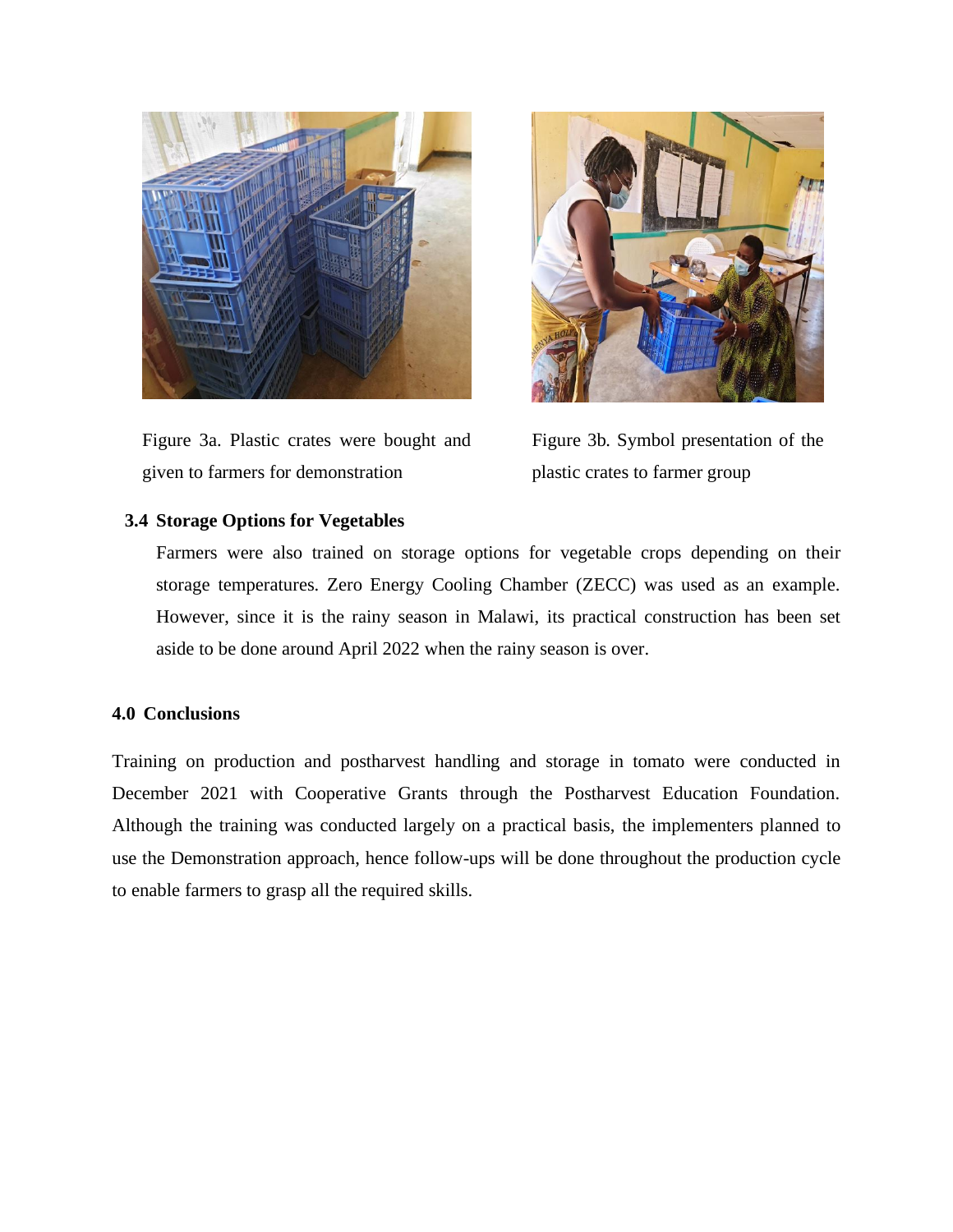Figure 3a. Plastic crates were bought and given to farmers for demonstration

Figure 3b. Symbol presentation of the plastic crates to farmer group

### 3.4 Storage Options for Vegetables

Farmers were also trained on storage options for vegetable crops depending on their storage temperatures. Zero Energy Cooling Chamber (ZECC) was used as an example. However, since it is the rainy season in Malawi, its practical construction has been set aside to be done around April 2022 when the rainy season is over.

## 4.0 Conclusions

Training on production and postharvest handling and storage in tomato were conducted in December 2021 with Cooperative Grants through the Postharvest Education Foundation. Although the training was conducted largely on a practical basis, the implementers planned to use the Demonstration approach, hence follow-ups will be done throughout the production cycle to enable farmers to grasp all the required skills.